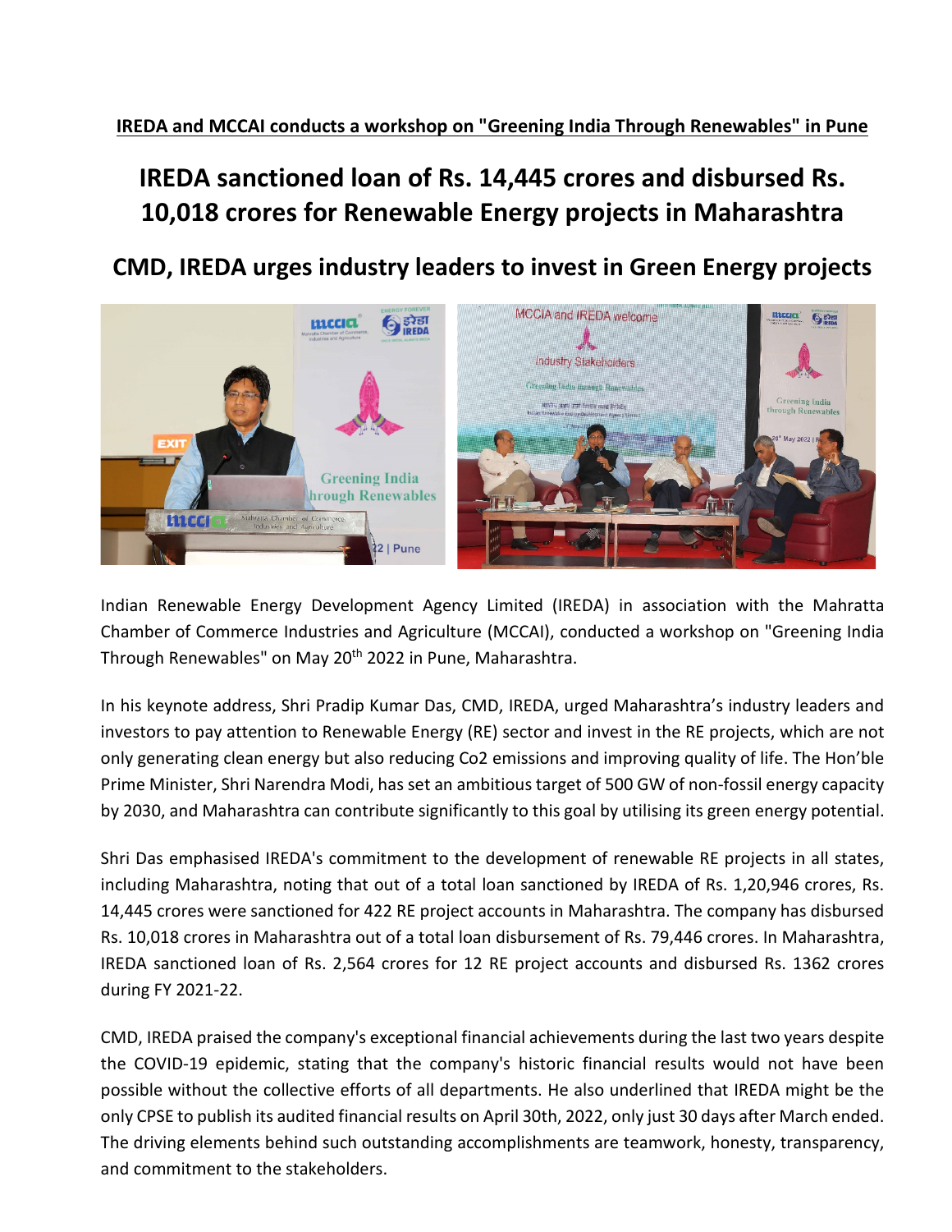**IREDA and MCCAI conducts a workshop on "Greening India Through Renewables" in Pune**

# IREDA sanctioned loan of Rs. 14,445 crores and disbursed Rs. 10,018 crores for Renewable Energy projects in Maharashtra

## CMD, IREDA urges industry leaders to invest in Green Energy projects

Indian Renewable Energy Development Agency Limited (IREDA) in association with the Mahratta Chamber of Commerce Industries and Agriculture (MCCAI), conducted a workshop on "Greening India Through Renewables" on May 20th 2022 in Pune, Maharashtra.

In his keynote address, Shri Pradip Kumar Das, CMD, IREDA, urged Maharashtra's industry leaders and investors to pay attention to Renewable Energy (RE) sector and invest in the RE projects, which are not only generating clean energy but also reducing Co2 emissions and improving quality of life. The Hon'ble Prime Minister, Shri Narendra Modi, has set an ambitious target of 500 GW of non-fossil energy capacity by 2030, and Maharashtra can contribute significantly to this goal by utilising its green energy potential.

Shri Das emphasised IREDA's commitment to the development of renewable RE projects in all states, including Maharashtra, noting that out of a total loan sanctioned by IREDA of Rs. 1,20,946 crores, Rs. 14,445 crores were sanctioned for 422 RE project accounts in Maharashtra. The company has disbursed Rs. 10,018 crores in Maharashtra out of a total loan disbursement of Rs. 79,446 crores. In Maharashtra, IREDA sanctioned loan of Rs. 2,564 crores for 12 RE project accounts and disbursed Rs. 1362 crores during FY 2021-22.

CMD, IREDA praised the company's exceptional financial achievements during the last two years despite the COVID-19 epidemic, stating that the company's historic financial results would not have been possible without the collective efforts of all departments. He also underlined that IREDA might be the only CPSE to publish its audited financial results on April 30th, 2022, only just 30 days after March ended. The driving elements behind such outstanding accomplishments are teamwork, honesty, transparency, and commitment to the stakeholders.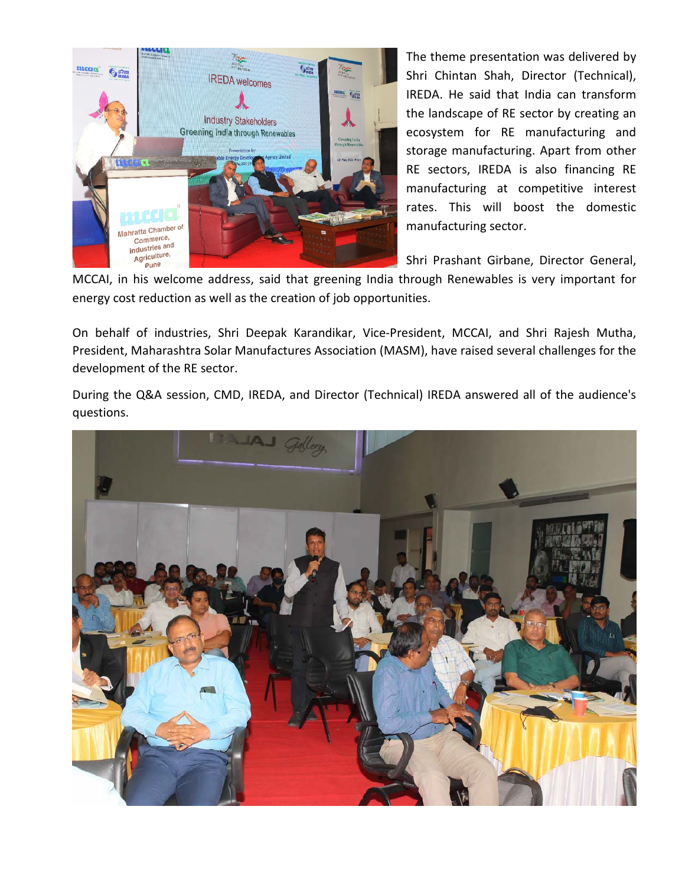The theme presentation was delivered by Shri Chintan Shah, Director (Technical), IREDA. He said that India can transform the landscape of RE sector by creating an ecosystem for RE manufacturing and storage manufacturing. Apart from other RE sectors, IREDA is also financing RE manufacturing at competitive interest rates. This will boost the domestic manufacturing sector.

Shri Prashant Girbane, Director General, MCCAI, in his welcome address, said that greening India through Renewables is very important for energy cost reduction as well as the creation of job opportunities.

On behalf of industries, Shri Deepak Karandikar, Vice-President, MCCAI, and Shri Rajesh Mutha, President, Maharashtra Solar Manufactures Association (MASM), have raised several challenges for the development of the RE sector.

During the Q&A session, CMD, IREDA, and Director (Technical) IREDA answered all of the audience's questions.